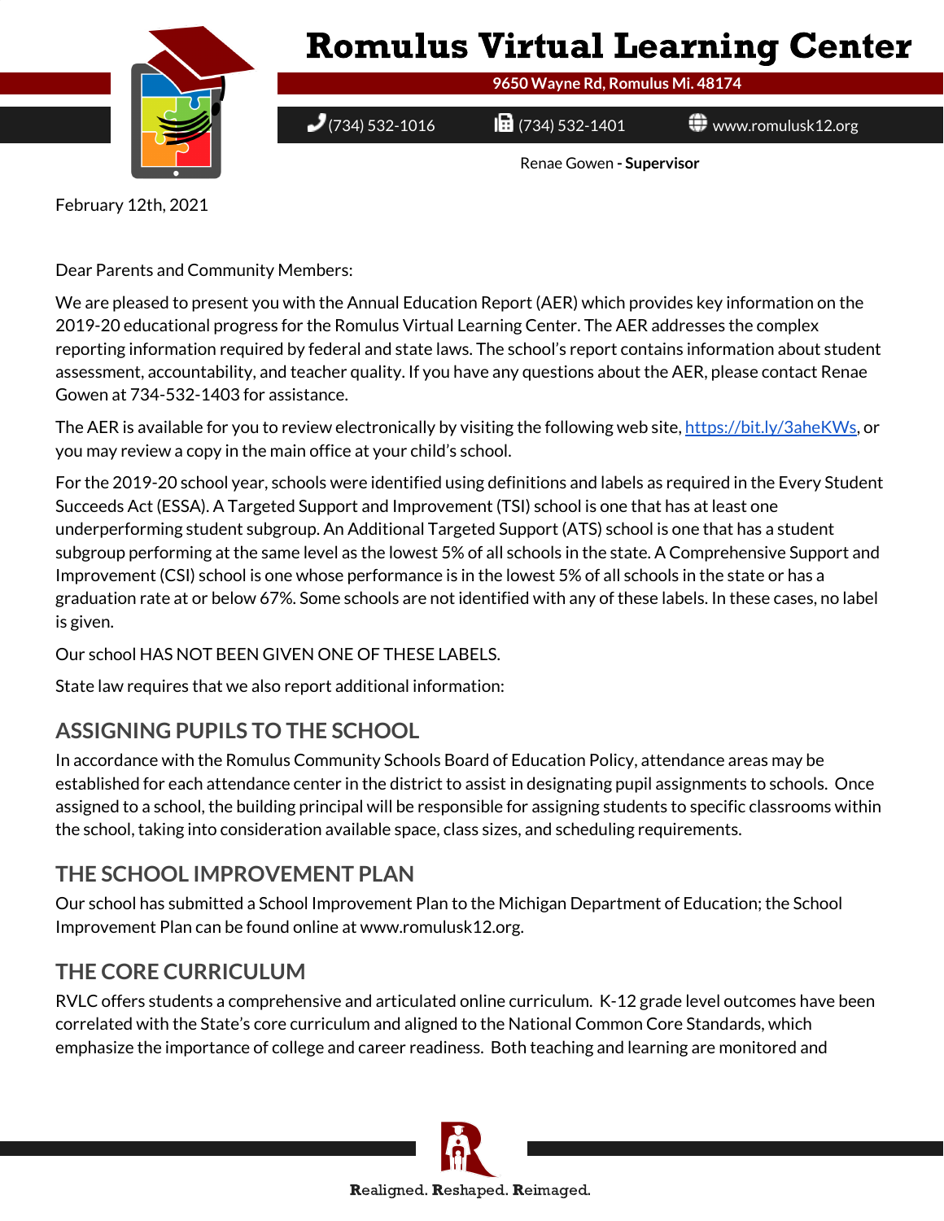# Romulus Virtual Learning Center

9650 Wayne Rd, Romulus Mi. 48174

(734) 532-1016 (734) 532-1401 www.romulusk12.org

Renae Gowen - **Supervisor**

February 12th, 2021

Dear Parents and Community Members:

We are pleased to present you with the Annual Education Report (AER) which provides key information on the 2019-20 educational progress for the Romulus Virtual Learning Center. The AER addresses the complex reporting information required by federal and state laws. The school's report contains information about student assessment, accountability, and teacher quality. If you have any questions about the AER, please contact Renae Gowen at 734-532-1403 for assistance.

The AER is available for you to review electronically by visiting the following web site, https://bit.ly/3aheKWs, or you may review a copy in the main office at your child's school.

For the 2019-20 school year, schools were identified using definitions and labels as required in the Every Student Succeeds Act (ESSA). A Targeted Support and Improvement (TSI) school is one that has at least one underperforming student subgroup. An Additional Targeted Support (ATS) school is one that has a student subgroup performing at the same level as the lowest 5% of all schools in the state. A Comprehensive Support and Improvement (CSI) school is one whose performance is in the lowest 5% of all schools in the state or has a graduation rate at or below 67%. Some schools are not identified with any of these labels. In these cases, no label is given.

Our school HAS NOT BEEN GIVEN ONE OF THESE LABELS.

State law requires that we also report additional information:

## ASSIGNING PUPILS TO THE SCHOOL

In accordance with the Romulus Community Schools Board of Education Policy, attendance areas may be established for each attendance center in the district to assist in designating pupil assignments to schools. Once assigned to a school, the building principal will be responsible for assigning students to specific classrooms within the school, taking into consideration available space, class sizes, and scheduling requirements.

## THE SCHOOL IMPROVEMENT PLAN

Our school has submitted a School Improvement Plan to the Michigan Department of Education; the School Improvement Plan can be found online at www.romulusk12.org.

## THE CORE CURRICULUM

RVLC offers students a comprehensive and articulated online curriculum. K-12 grade level outcomes have been correlated with the State's core curriculum and aligned to the National Common Core Standards, which emphasize the importance of college and career readiness. Both teaching and learning are monitored and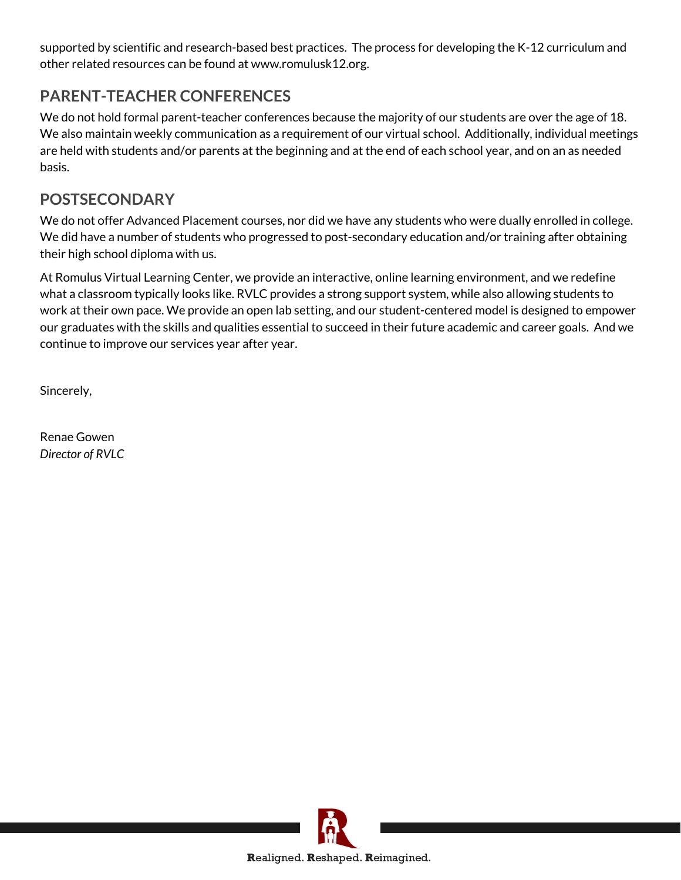supported by scientific and research-based best practices. The process for developing the K-12 curriculum and other related resources can be found at www.romulusk12.org.

## PARENT-TEACHER CONFERENCES

We do not hold formal parent-teacher conferences because the majority of our students are over the age of 18. We also maintain weekly communication as a requirement of our virtual school. Additionally, individual meetings are held with students and/or parents at the beginning and at the end of each school year, and on an as needed basis.

## POSTSECONDARY

We do not offer Advanced Placement courses, nor did we have any students who were dually enrolled in college. We did have a number of students who progressed to post-secondary education and/or training after obtaining their high school diploma with us.

At Romulus Virtual Learning Center, we provide an interactive, online learning environment, and we redefine what a classroom typically looks like. RVLC provides a strong support system, while also allowing students to work at their own pace. We provide an open lab setting, and our student-centered model is designed to empower our graduates with the skills and qualities essential to succeed in their future academic and career goals. And we continue to improve our services year after year.

Sincerely,

Renae Gowen
*Director of RVLC*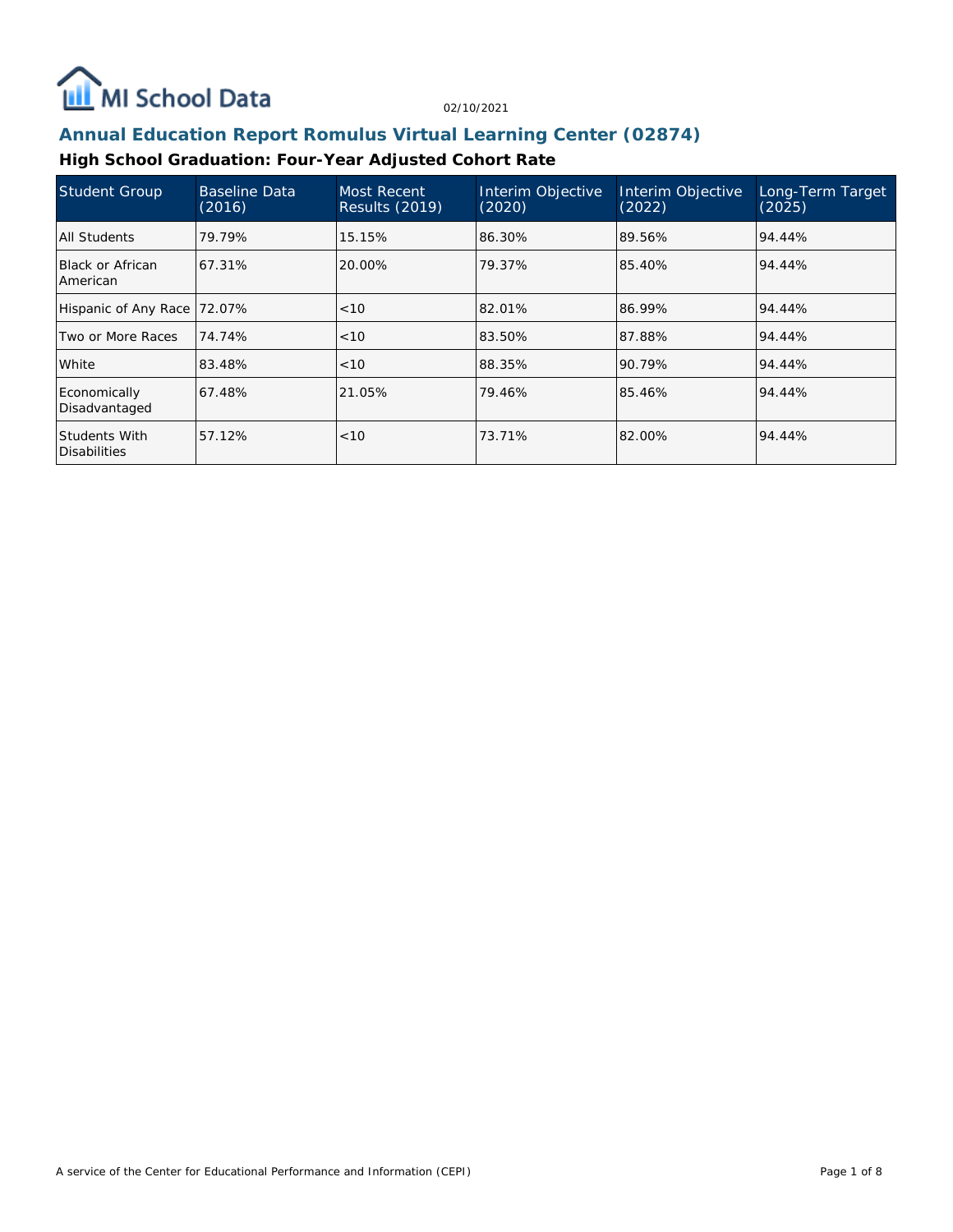MI School Data

02/10/2021

## Annual Education Report Romulus Virtual Learning Center (02874)

### High School Graduation: Four-Year Adjusted Cohort Rate

| Student Group | Baseline Data (2016) | Most Recent Results (2019) | Interim Objective (2020) | Interim Objective (2022) | Long-Term Target (2025) |
|---|---|---|---|---|---|
| All Students | 79.79% | 15.15% | 86.30% | 89.56% | 94.44% |
| Black or African American | 67.31% | 20.00% | 79.37% | 85.40% | 94.44% |
| Hispanic of Any Race | 72.07% | <10 | 82.01% | 86.99% | 94.44% |
| Two or More Races | 74.74% | <10 | 83.50% | 87.88% | 94.44% |
| White | 83.48% | <10 | 88.35% | 90.79% | 94.44% |
| Economically Disadvantaged | 67.48% | 21.05% | 79.46% | 85.46% | 94.44% |
| Students With Disabilities | 57.12% | <10 | 73.71% | 82.00% | 94.44% |

A service of the Center for Educational Performance and Information (CEPI)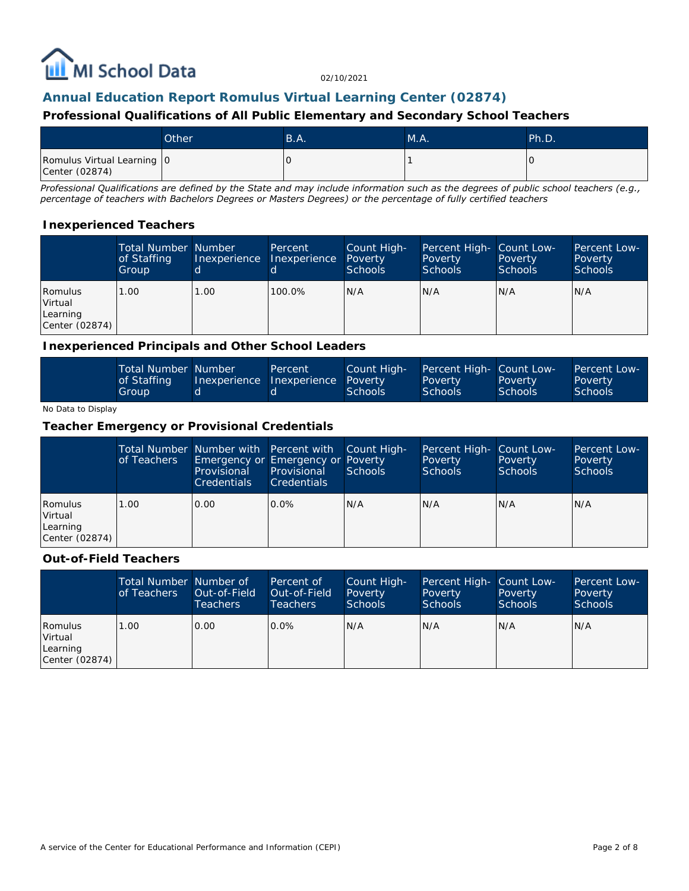MI School Data

02/10/2021

# Annual Education Report Romulus Virtual Learning Center (02874)

## Professional Qualifications of All Public Elementary and Secondary School Teachers

| | Other | B.A. | M.A. | Ph.D. |
|---|---|---|---|---|
| Romulus Virtual Learning Center (02874) | 0 | 0 | 1 | 0 |

*Professional Qualifications are defined by the State and may include information such as the degrees of public school teachers (e.g., percentage of teachers with Bachelors Degrees or Masters Degrees) or the percentage of fully certified teachers*

### Inexperienced Teachers

| | Total Number of Staffing Group | Number Inexperienced | Percent Inexperienced | Count High-Poverty Schools | Percent High-Poverty Schools | Count Low-Poverty Schools | Percent Low-Poverty Schools |
|---|---|---|---|---|---|---|---|
| Romulus Virtual Learning Center (02874) | 1.00 | 1.00 | 100.0% | N/A | N/A | N/A | N/A |

### Inexperienced Principals and Other School Leaders

| | Total Number of Staffing Group | Number Inexperienced | Percent Inexperienced | Count High-Poverty Schools | Percent High-Poverty Schools | Count Low-Poverty Schools | Percent Low-Poverty Schools |
|---|---|---|---|---|---|---|---|

No Data to Display

### Teacher Emergency or Provisional Credentials

| | Total Number of Teachers | Number with Emergency or Provisional Credentials | Percent with Emergency or Provisional Credentials | Count High-Poverty Schools | Percent High-Poverty Schools | Count Low-Poverty Schools | Percent Low-Poverty Schools |
|---|---|---|---|---|---|---|---|
| Romulus Virtual Learning Center (02874) | 1.00 | 0.00 | 0.0% | N/A | N/A | N/A | N/A |

### Out-of-Field Teachers

| | Total Number of Teachers | Number of Out-of-Field Teachers | Percent of Out-of-Field Teachers | Count High-Poverty Schools | Percent High-Poverty Schools | Count Low-Poverty Schools | Percent Low-Poverty Schools |
|---|---|---|---|---|---|---|---|
| Romulus Virtual Learning Center (02874) | 1.00 | 0.00 | 0.0% | N/A | N/A | N/A | N/A |

A service of the Center for Educational Performance and Information (CEPI)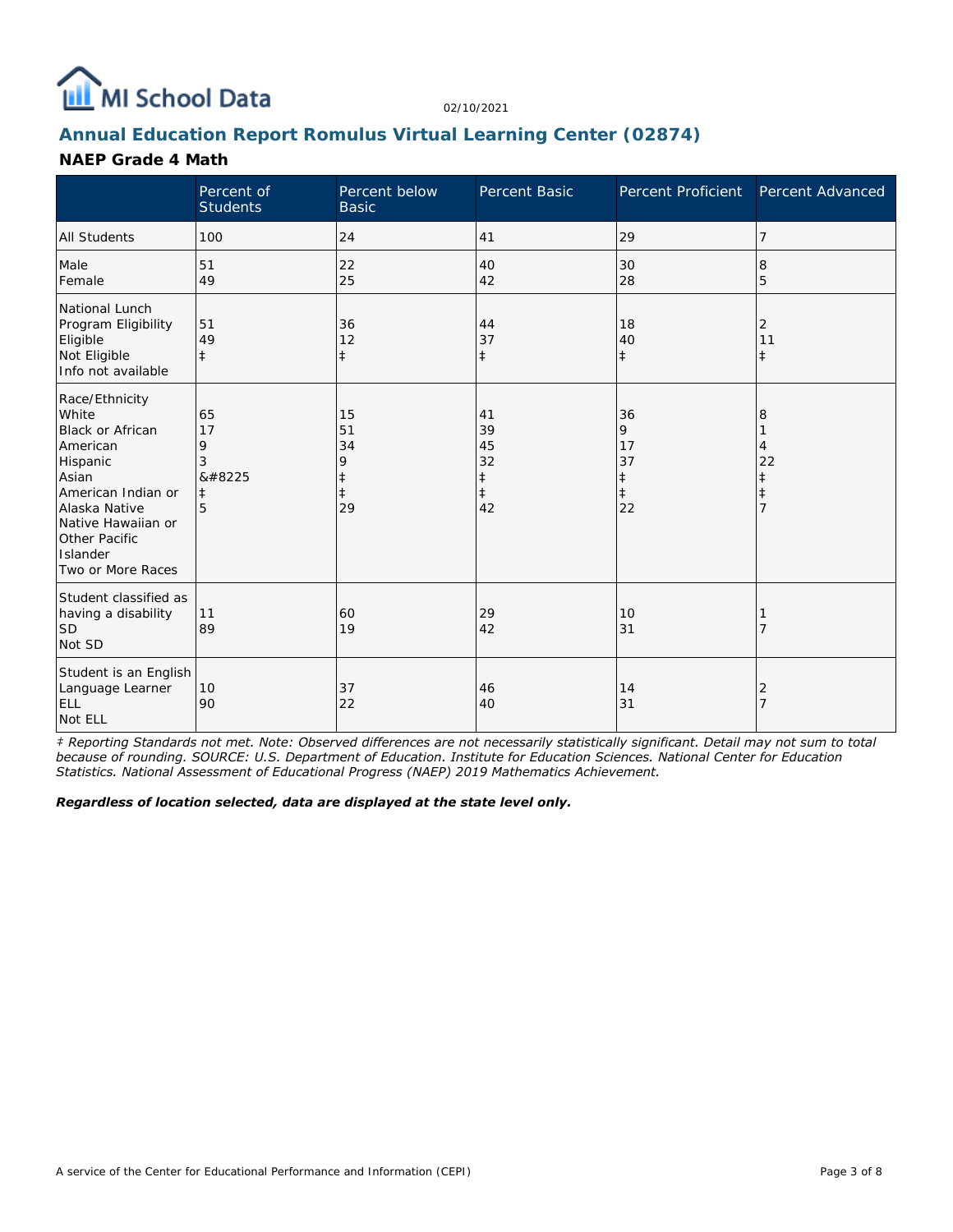## Annual Education Report Romulus Virtual Learning Center (02874)

### NAEP Grade 4 Math

| | Percent of Students | Percent below Basic | Percent Basic | Percent Proficient | Percent Advanced |
|---|---|---|---|---|---|
| All Students | 100 | 24 | 41 | 29 | 7 |
| Male | 51 | 22 | 40 | 30 | 8 |
| Female | 49 | 25 | 42 | 28 | 5 |
| National Lunch Program Eligibility | | | | | |
| Eligible | 51 | 36 | 44 | 18 | 2 |
| Not Eligible | 49 | 12 | 37 | 40 | 11 |
| Info not available | ‡ | ‡ | ‡ | ‡ | ‡ |
| Race/Ethnicity | | | | | |
| White | 65 | 15 | 41 | 36 | 8 |
| Black or African American | 17 | 51 | 39 | 9 | 1 |
| Hispanic | 9 | 34 | 45 | 17 | 4 |
| Asian | 3 | 9 | 32 | 37 | 22 |
| American Indian or Alaska Native | &#8225 | ‡ | ‡ | ‡ | ‡ |
| Native Hawaiian or Other Pacific Islander | ‡ | ‡ | ‡ | ‡ | ‡ |
| Two or More Races | 5 | 29 | 42 | 22 | 7 |
| Student classified as having a disability | | | | | |
| SD | 11 | 60 | 29 | 10 | 1 |
| Not SD | 89 | 19 | 42 | 31 | 7 |
| Student is an English Language Learner | | | | | |
| ELL | 10 | 37 | 46 | 14 | 2 |
| Not ELL | 90 | 22 | 40 | 31 | 7 |

*‡ Reporting Standards not met. Note: Observed differences are not necessarily statistically significant. Detail may not sum to total because of rounding. SOURCE: U.S. Department of Education. Institute for Education Sciences. National Center for Education Statistics. National Assessment of Educational Progress (NAEP) 2019 Mathematics Achievement.*

***Regardless of location selected, data are displayed at the state level only.***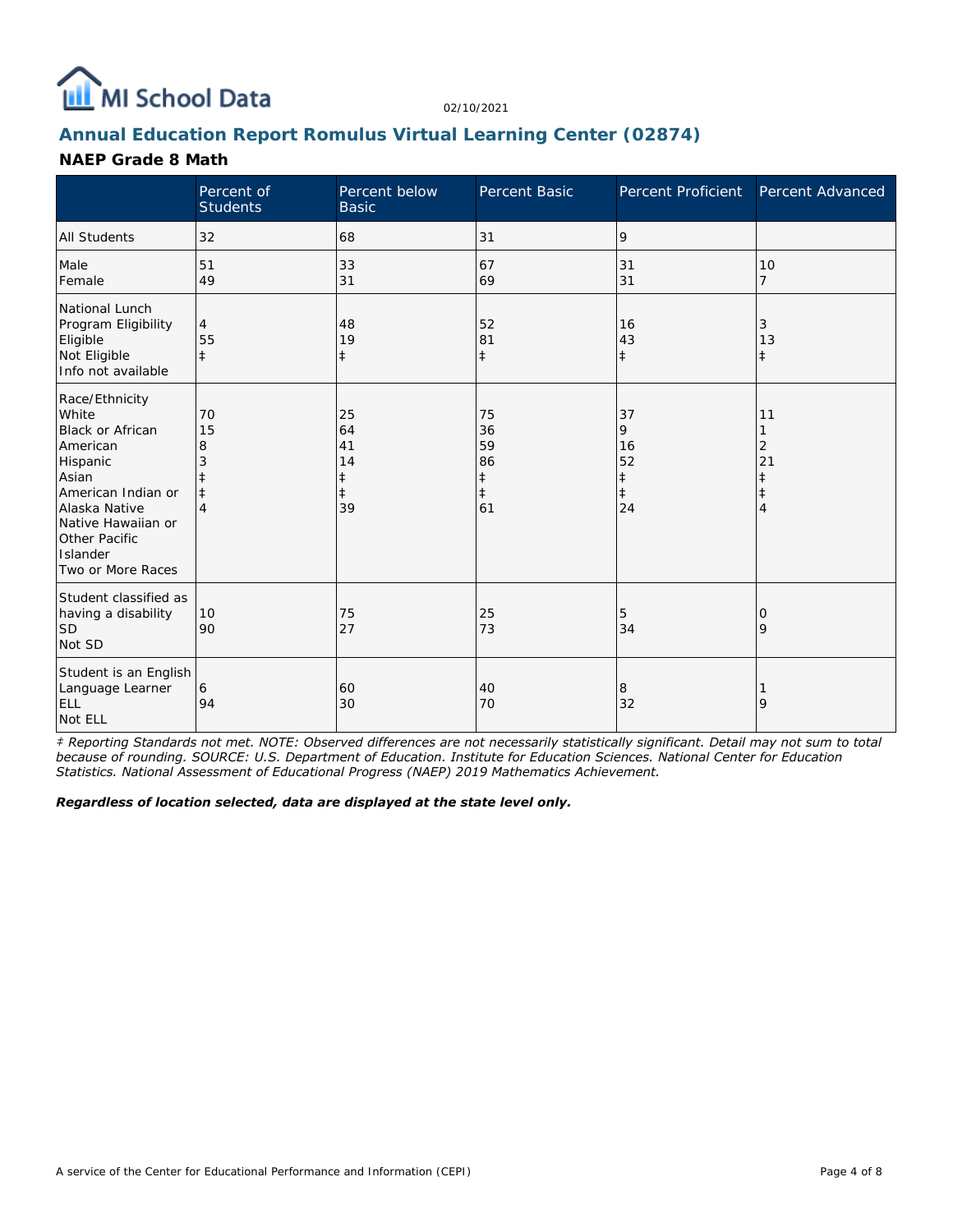MI School Data

02/10/2021

## Annual Education Report Romulus Virtual Learning Center (02874)

### NAEP Grade 8 Math

| | Percent of Students | Percent below Basic | Percent Basic | Percent Proficient | Percent Advanced |
|---|---|---|---|---|---|
| All Students | 32 | 68 | 31 | 9 | |
| Male | 51 | 33 | 67 | 31 | 10 |
| Female | 49 | 31 | 69 | 31 | 7 |
| National Lunch Program Eligibility | | | | | |
| Eligible | 4 | 48 | 52 | 16 | 3 |
| Not Eligible | 55 | 19 | 81 | 43 | 13 |
| Info not available | ‡ | ‡ | ‡ | ‡ | ‡ |
| Race/Ethnicity | | | | | |
| White | 70 | 25 | 75 | 37 | 11 |
| Black or African American | 15 | 64 | 36 | 9 | 1 |
| Hispanic | 8 | 41 | 59 | 16 | 2 |
| Asian | 3 | 14 | 86 | 52 | 21 |
| American Indian or Alaska Native | ‡ | ‡ | ‡ | ‡ | ‡ |
| Native Hawaiian or Other Pacific Islander | ‡ | ‡ | ‡ | ‡ | ‡ |
| Two or More Races | 4 | 39 | 61 | 24 | 4 |
| Student classified as having a disability | | | | | |
| SD | 10 | 75 | 25 | 5 | 0 |
| Not SD | 90 | 27 | 73 | 34 | 9 |
| Student is an English Language Learner | | | | | |
| ELL | 6 | 60 | 40 | 8 | 1 |
| Not ELL | 94 | 30 | 70 | 32 | 9 |

*‡ Reporting Standards not met. NOTE: Observed differences are not necessarily statistically significant. Detail may not sum to total because of rounding. SOURCE: U.S. Department of Education. Institute for Education Sciences. National Center for Education Statistics. National Assessment of Educational Progress (NAEP) 2019 Mathematics Achievement.*

***Regardless of location selected, data are displayed at the state level only.***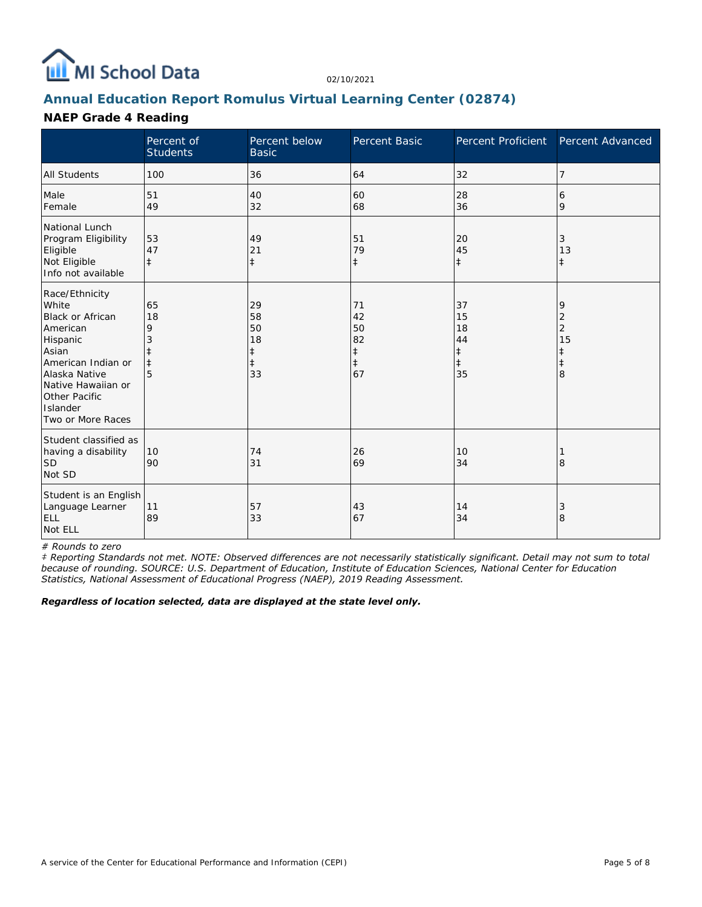MI School Data

02/10/2021

## Annual Education Report Romulus Virtual Learning Center (02874)

### NAEP Grade 4 Reading

| | Percent of Students | Percent below Basic | Percent Basic | Percent Proficient | Percent Advanced |
|---|---|---|---|---|---|
| All Students | 100 | 36 | 64 | 32 | 7 |
| Male | 51 | 40 | 60 | 28 | 6 |
| Female | 49 | 32 | 68 | 36 | 9 |
| National Lunch Program Eligibility | | | | | |
| Eligible | 53 | 49 | 51 | 20 | 3 |
| Not Eligible | 47 | 21 | 79 | 45 | 13 |
| Info not available | ‡ | ‡ | ‡ | ‡ | ‡ |
| Race/Ethnicity | | | | | |
| White | 65 | 29 | 71 | 37 | 9 |
| Black or African American | 18 | 58 | 42 | 15 | 2 |
| Hispanic | 9 | 50 | 50 | 18 | 2 |
| Asian | 3 | 18 | 82 | 44 | 15 |
| American Indian or Alaska Native | ‡ | ‡ | ‡ | ‡ | ‡ |
| Native Hawaiian or Other Pacific Islander | ‡ | ‡ | ‡ | ‡ | ‡ |
| Two or More Races | 5 | 33 | 67 | 35 | 8 |
| Student classified as having a disability | | | | | |
| SD | 10 | 74 | 26 | 10 | 1 |
| Not SD | 90 | 31 | 69 | 34 | 8 |
| Student is an English Language Learner | | | | | |
| ELL | 11 | 57 | 43 | 14 | 3 |
| Not ELL | 89 | 33 | 67 | 34 | 8 |

*# Rounds to zero*

*‡ Reporting Standards not met. NOTE: Observed differences are not necessarily statistically significant. Detail may not sum to total because of rounding. SOURCE: U.S. Department of Education, Institute of Education Sciences, National Center for Education Statistics, National Assessment of Educational Progress (NAEP), 2019 Reading Assessment.*

***Regardless of location selected, data are displayed at the state level only.***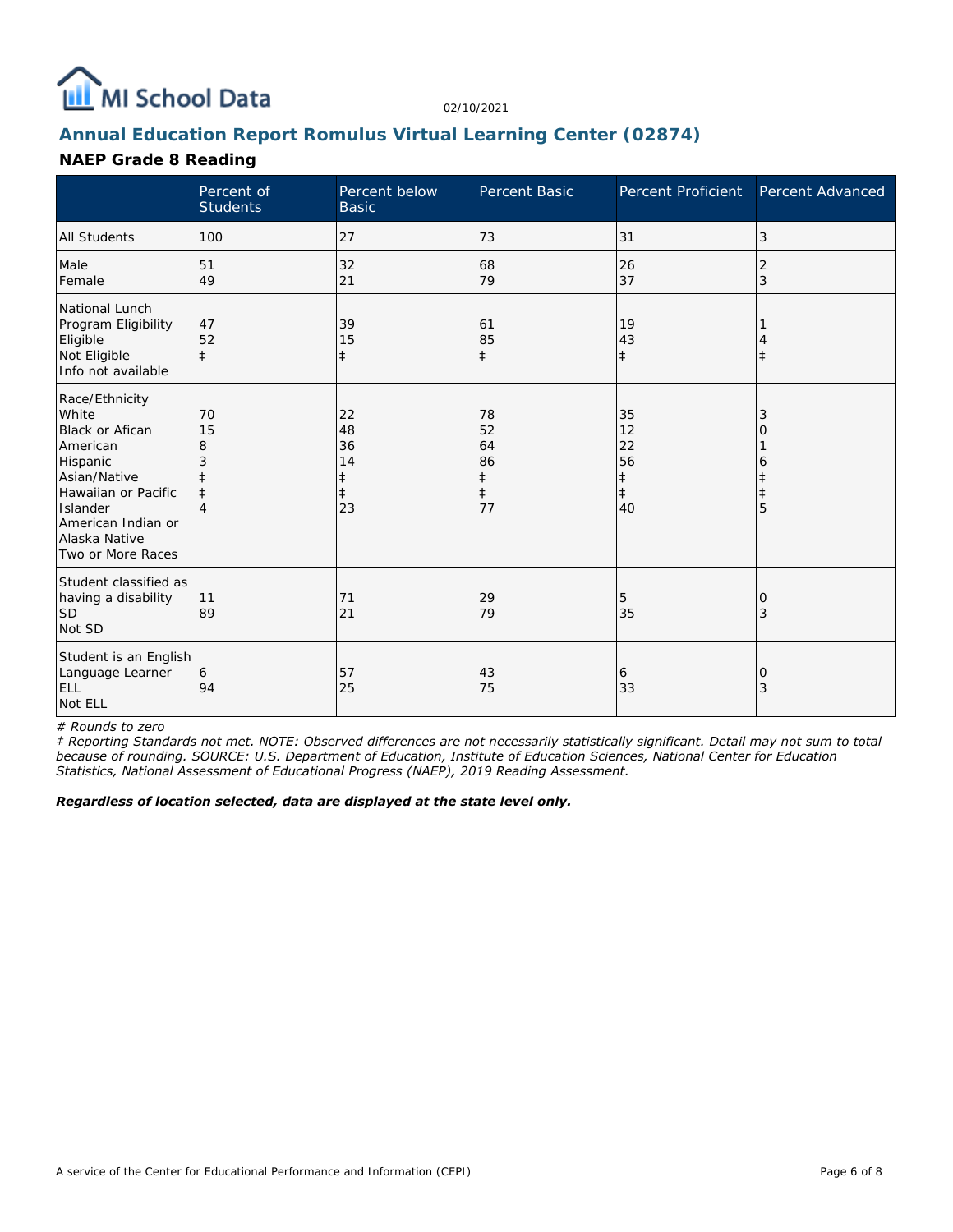MI School Data

02/10/2021

## Annual Education Report Romulus Virtual Learning Center (02874)

### NAEP Grade 8 Reading

| | Percent of Students | Percent below Basic | Percent Basic | Percent Proficient | Percent Advanced |
|---|---|---|---|---|---|
| All Students | 100 | 27 | 73 | 31 | 3 |
| Male | 51 | 32 | 68 | 26 | 2 |
| Female | 49 | 21 | 79 | 37 | 3 |
| National Lunch Program Eligibility | | | | | |
| Eligible | 47 | 39 | 61 | 19 | 1 |
| Not Eligible | 52 | 15 | 85 | 43 | 4 |
| Info not available | ‡ | ‡ | ‡ | ‡ | ‡ |
| Race/Ethnicity | | | | | |
| White | 70 | 22 | 78 | 35 | 3 |
| Black or Afican American | 15 | 48 | 52 | 12 | 0 |
| Hispanic | 8 | 36 | 64 | 22 | 1 |
| Asian/Native Hawaiian or Pacific Islander | 3 | 14 | 86 | 56 | 6 |
| American Indian or Alaska Native | ‡ | ‡ | ‡ | ‡ | ‡ |
| Two or More Races | ‡ | ‡ | ‡ | ‡ | ‡ |
| | 4 | 23 | 77 | 40 | 5 |
| Student classified as having a disability | | | | | |
| SD | 11 | 71 | 29 | 5 | 0 |
| Not SD | 89 | 21 | 79 | 35 | 3 |
| Student is an English Language Learner | | | | | |
| ELL | 6 | 57 | 43 | 6 | 0 |
| Not ELL | 94 | 25 | 75 | 33 | 3 |

*# Rounds to zero*

*‡ Reporting Standards not met. NOTE: Observed differences are not necessarily statistically significant. Detail may not sum to total because of rounding. SOURCE: U.S. Department of Education, Institute of Education Sciences, National Center for Education Statistics, National Assessment of Educational Progress (NAEP), 2019 Reading Assessment.*

***Regardless of location selected, data are displayed at the state level only.***

A service of the Center for Educational Performance and Information (CEPI)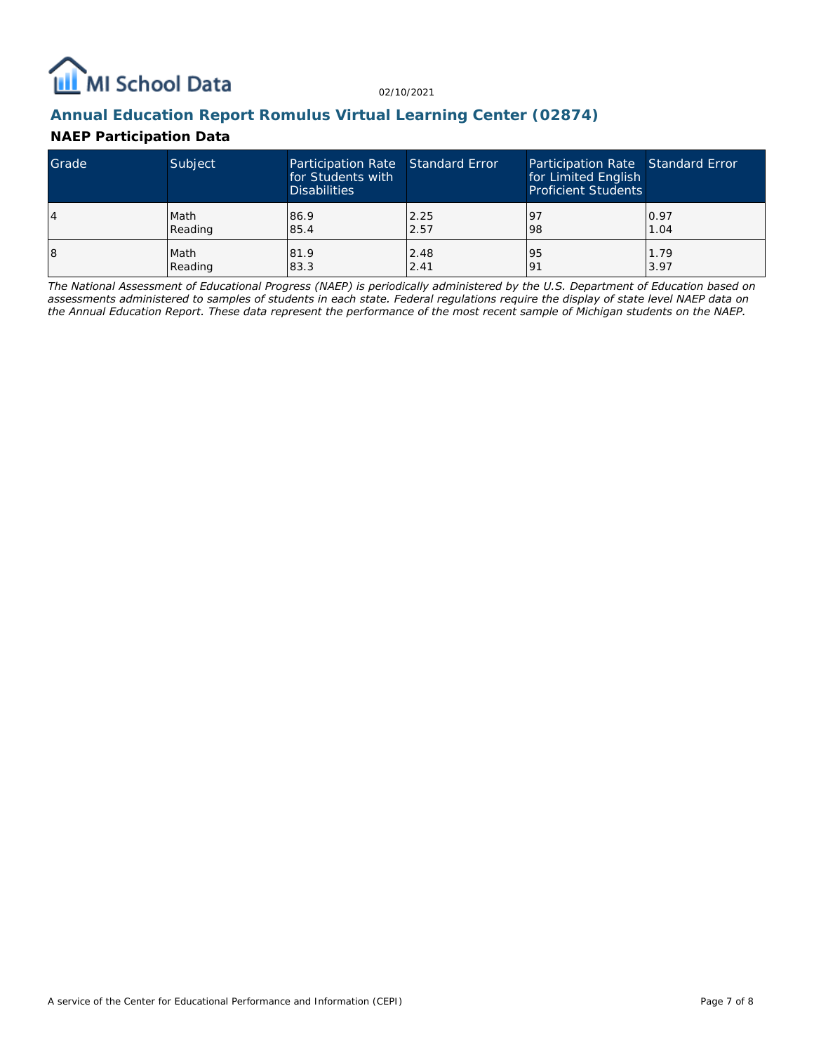## Annual Education Report Romulus Virtual Learning Center (02874)

### NAEP Participation Data

| Grade | Subject | Participation Rate for Students with Disabilities | Standard Error | Participation Rate for Limited English Proficient Students | Standard Error |
|---|---|---|---|---|---|
| 4 | Math | 86.9 | 2.25 | 97 | 0.97 |
|  | Reading | 85.4 | 2.57 | 98 | 1.04 |
| 8 | Math | 81.9 | 2.48 | 95 | 1.79 |
|  | Reading | 83.3 | 2.41 | 91 | 3.97 |

*The National Assessment of Educational Progress (NAEP) is periodically administered by the U.S. Department of Education based on assessments administered to samples of students in each state. Federal regulations require the display of state level NAEP data on the Annual Education Report. These data represent the performance of the most recent sample of Michigan students on the NAEP.*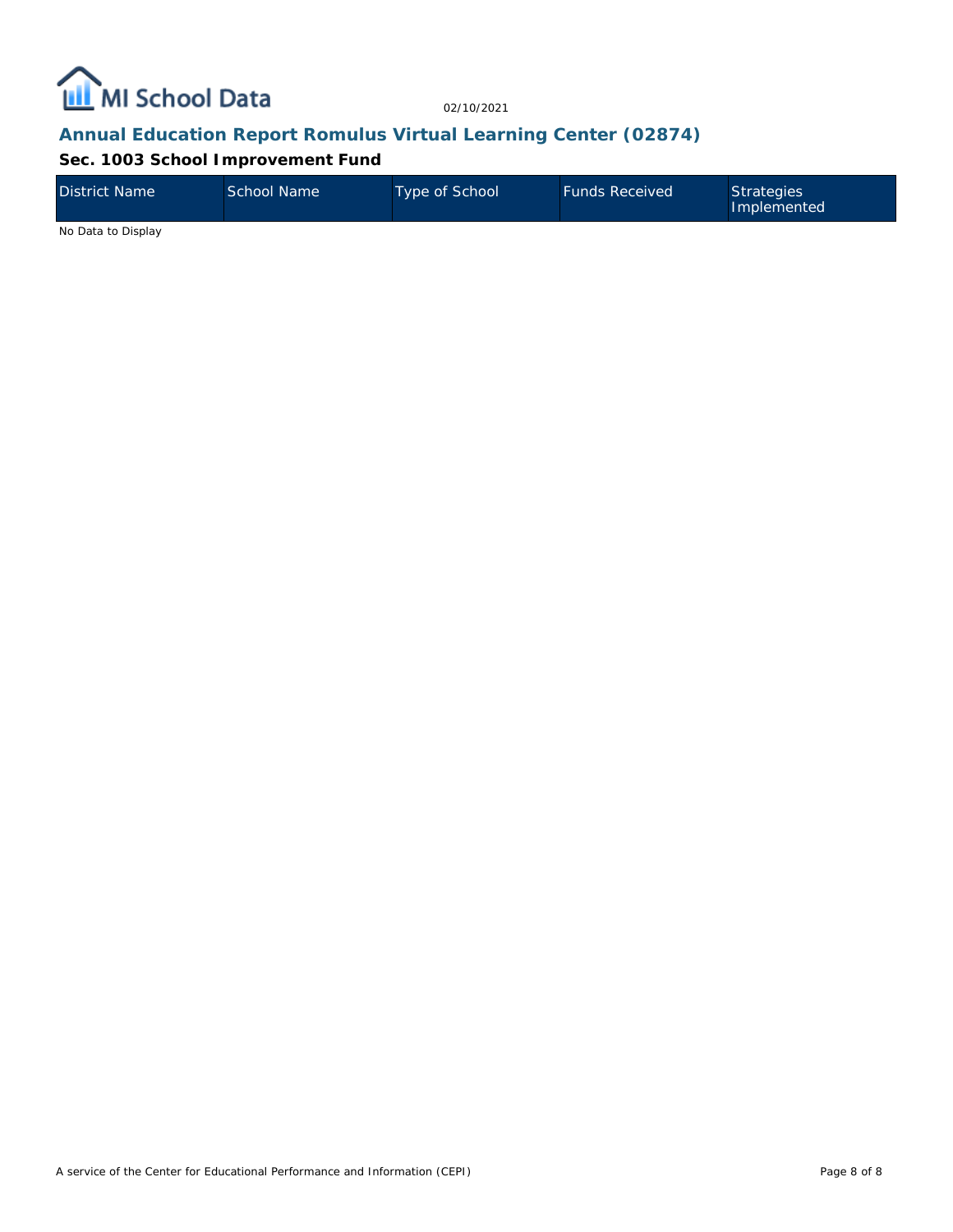MI School Data

02/10/2021

## Annual Education Report Romulus Virtual Learning Center (02874)

### Sec. 1003 School Improvement Fund

| District Name | School Name | Type of School | Funds Received | Strategies Implemented |
| --- | --- | --- | --- | --- |

No Data to Display

A service of the Center for Educational Performance and Information (CEPI)